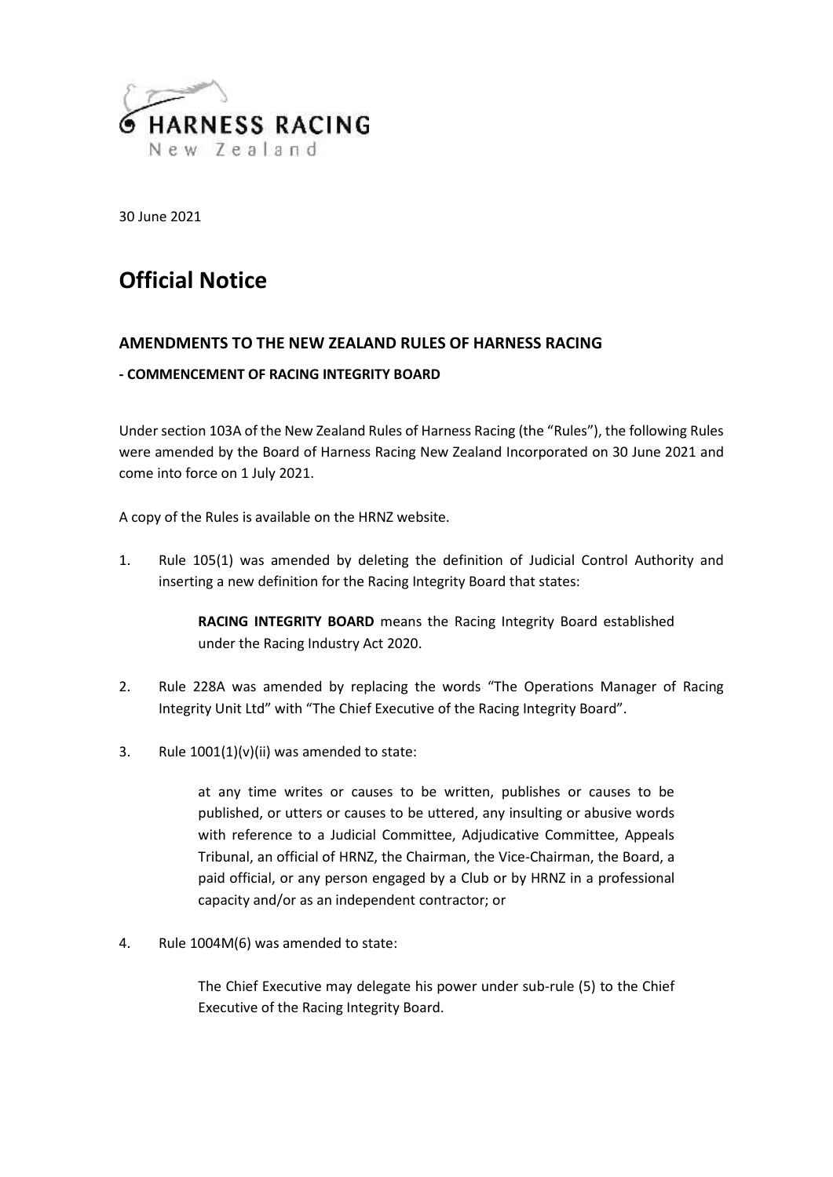HARNESS RACING
New Zealand

30 June 2021

# Official Notice

## AMENDMENTS TO THE NEW ZEALAND RULES OF HARNESS RACING

### - COMMENCEMENT OF RACING INTEGRITY BOARD

Under section 103A of the New Zealand Rules of Harness Racing (the "Rules"), the following Rules were amended by the Board of Harness Racing New Zealand Incorporated on 30 June 2021 and come into force on 1 July 2021.

A copy of the Rules is available on the HRNZ website.

1. Rule 105(1) was amended by deleting the definition of Judicial Control Authority and inserting a new definition for the Racing Integrity Board that states:

   > **RACING INTEGRITY BOARD** means the Racing Integrity Board established under the Racing Industry Act 2020.

2. Rule 228A was amended by replacing the words "The Operations Manager of Racing Integrity Unit Ltd" with "The Chief Executive of the Racing Integrity Board".

3. Rule 1001(1)(v)(ii) was amended to state:

   > at any time writes or causes to be written, publishes or causes to be published, or utters or causes to be uttered, any insulting or abusive words with reference to a Judicial Committee, Adjudicative Committee, Appeals Tribunal, an official of HRNZ, the Chairman, the Vice-Chairman, the Board, a paid official, or any person engaged by a Club or by HRNZ in a professional capacity and/or as an independent contractor; or

4. Rule 1004M(6) was amended to state:

   > The Chief Executive may delegate his power under sub-rule (5) to the Chief Executive of the Racing Integrity Board.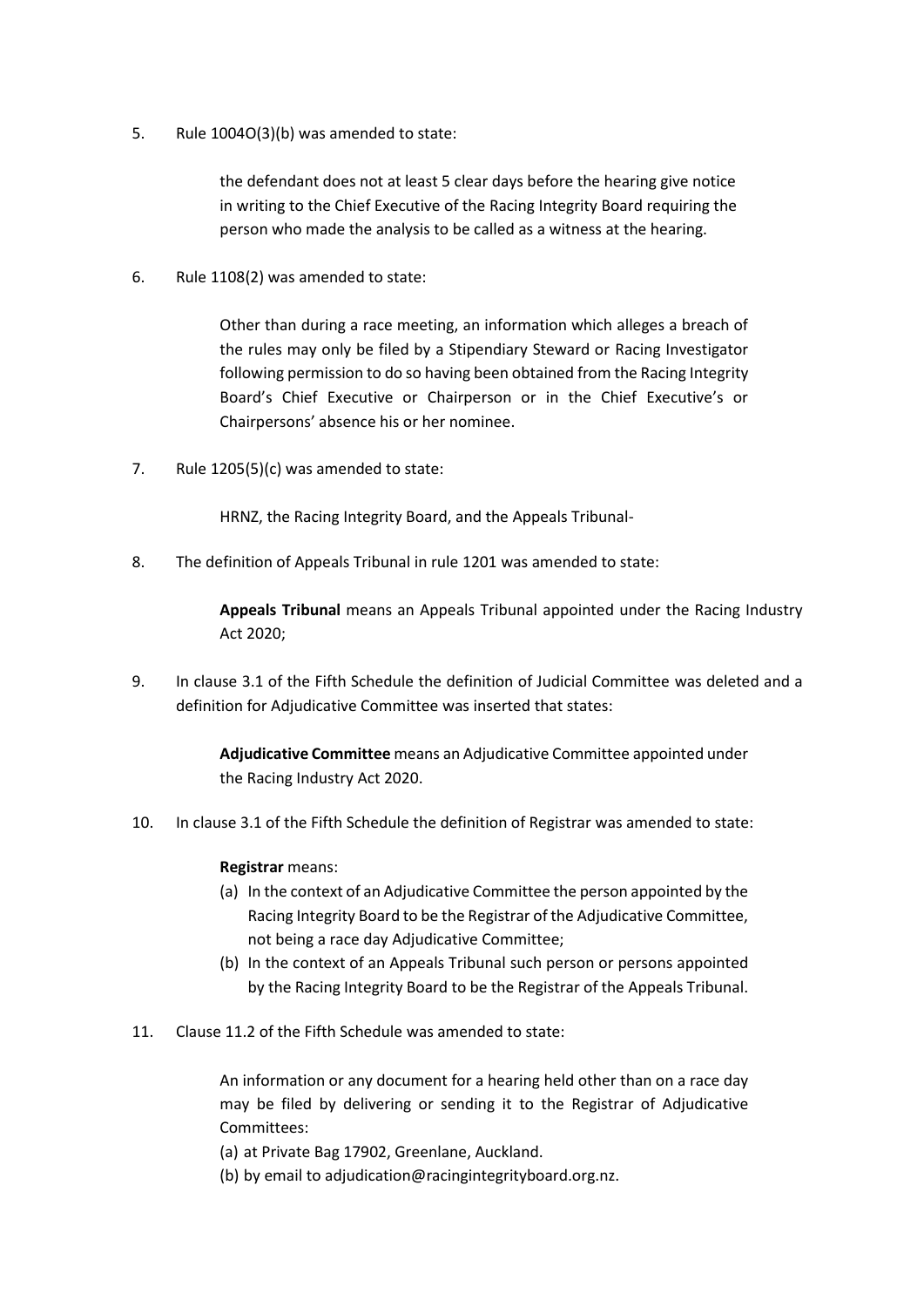5. Rule 1004O(3)(b) was amended to state:

 > the defendant does not at least 5 clear days before the hearing give notice in writing to the Chief Executive of the Racing Integrity Board requiring the person who made the analysis to be called as a witness at the hearing.

6. Rule 1108(2) was amended to state:

 > Other than during a race meeting, an information which alleges a breach of the rules may only be filed by a Stipendiary Steward or Racing Investigator following permission to do so having been obtained from the Racing Integrity Board's Chief Executive or Chairperson or in the Chief Executive's or Chairpersons' absence his or her nominee.

7. Rule 1205(5)(c) was amended to state:

 > HRNZ, the Racing Integrity Board, and the Appeals Tribunal-

8. The definition of Appeals Tribunal in rule 1201 was amended to state:

 > **Appeals Tribunal** means an Appeals Tribunal appointed under the Racing Industry Act 2020;

9. In clause 3.1 of the Fifth Schedule the definition of Judicial Committee was deleted and a definition for Adjudicative Committee was inserted that states:

 > **Adjudicative Committee** means an Adjudicative Committee appointed under the Racing Industry Act 2020.

10. In clause 3.1 of the Fifth Schedule the definition of Registrar was amended to state:

 > **Registrar** means:
 > (a) In the context of an Adjudicative Committee the person appointed by the Racing Integrity Board to be the Registrar of the Adjudicative Committee, not being a race day Adjudicative Committee;
 > (b) In the context of an Appeals Tribunal such person or persons appointed by the Racing Integrity Board to be the Registrar of the Appeals Tribunal.

11. Clause 11.2 of the Fifth Schedule was amended to state:

 > An information or any document for a hearing held other than on a race day may be filed by delivering or sending it to the Registrar of Adjudicative Committees:
 > (a) at Private Bag 17902, Greenlane, Auckland.
 > (b) by email to adjudication@racingintegrityboard.org.nz.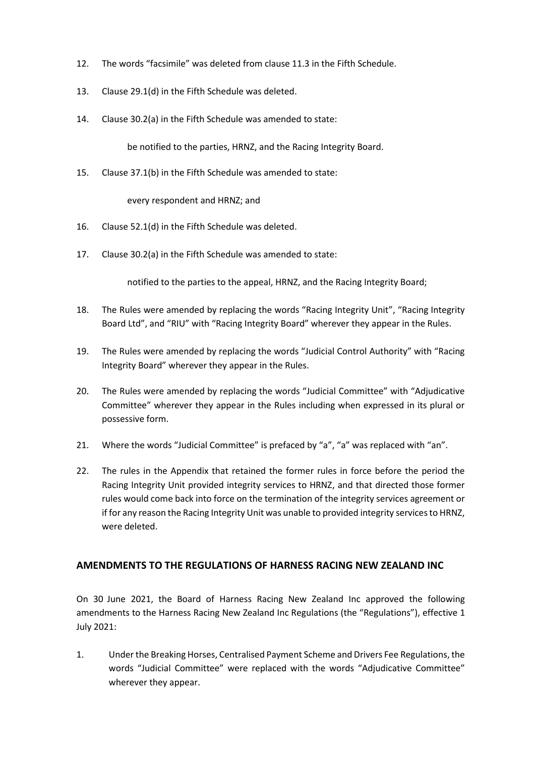12. The words "facsimile" was deleted from clause 11.3 in the Fifth Schedule.

13. Clause 29.1(d) in the Fifth Schedule was deleted.

14. Clause 30.2(a) in the Fifth Schedule was amended to state:

    be notified to the parties, HRNZ, and the Racing Integrity Board.

15. Clause 37.1(b) in the Fifth Schedule was amended to state:

    every respondent and HRNZ; and

16. Clause 52.1(d) in the Fifth Schedule was deleted.

17. Clause 30.2(a) in the Fifth Schedule was amended to state:

    notified to the parties to the appeal, HRNZ, and the Racing Integrity Board;

18. The Rules were amended by replacing the words "Racing Integrity Unit", "Racing Integrity Board Ltd", and "RIU" with "Racing Integrity Board" wherever they appear in the Rules.

19. The Rules were amended by replacing the words "Judicial Control Authority" with "Racing Integrity Board" wherever they appear in the Rules.

20. The Rules were amended by replacing the words "Judicial Committee" with "Adjudicative Committee" wherever they appear in the Rules including when expressed in its plural or possessive form.

21. Where the words "Judicial Committee" is prefaced by "a", "a" was replaced with "an".

22. The rules in the Appendix that retained the former rules in force before the period the Racing Integrity Unit provided integrity services to HRNZ, and that directed those former rules would come back into force on the termination of the integrity services agreement or if for any reason the Racing Integrity Unit was unable to provided integrity services to HRNZ, were deleted.

## AMENDMENTS TO THE REGULATIONS OF HARNESS RACING NEW ZEALAND INC

On 30 June 2021, the Board of Harness Racing New Zealand Inc approved the following amendments to the Harness Racing New Zealand Inc Regulations (the "Regulations"), effective 1 July 2021:

1. Under the Breaking Horses, Centralised Payment Scheme and Drivers Fee Regulations, the words "Judicial Committee" were replaced with the words "Adjudicative Committee" wherever they appear.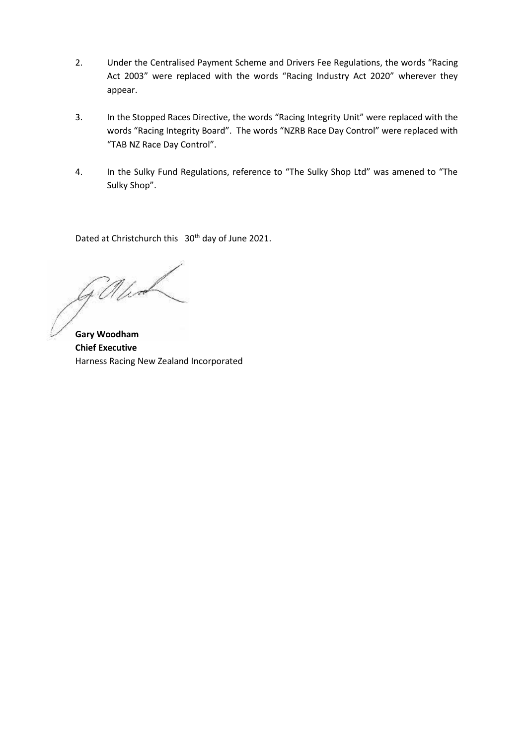2. Under the Centralised Payment Scheme and Drivers Fee Regulations, the words "Racing Act 2003" were replaced with the words "Racing Industry Act 2020" wherever they appear.

3. In the Stopped Races Directive, the words "Racing Integrity Unit" were replaced with the words "Racing Integrity Board". The words "NZRB Race Day Control" were replaced with "TAB NZ Race Day Control".

4. In the Sulky Fund Regulations, reference to "The Sulky Shop Ltd" was amened to "The Sulky Shop".

Dated at Christchurch this 30th day of June 2021.

**Gary Woodham**
**Chief Executive**
Harness Racing New Zealand Incorporated